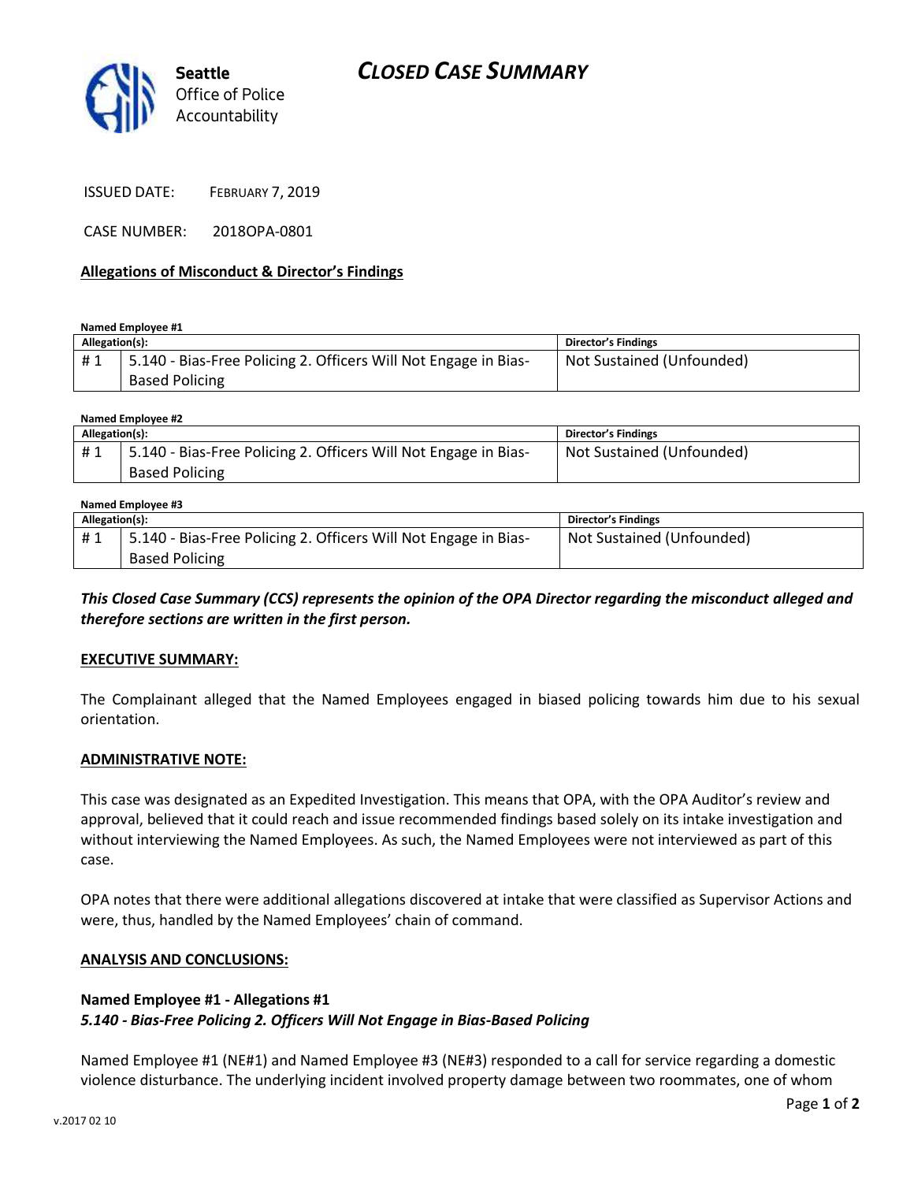# CLOSED CASE SUMMARY

**Seattle**
Office of Police Accountability

ISSUED DATE: FEBRUARY 7, 2019

CASE NUMBER: 2018OPA-0801

## Allegations of Misconduct & Director's Findings

**Named Employee #1**

| Allegation(s): | | Director's Findings |
|---|---|---|
| # 1 | 5.140 - Bias-Free Policing 2. Officers Will Not Engage in Bias-Based Policing | Not Sustained (Unfounded) |

**Named Employee #2**

| Allegation(s): | | Director's Findings |
|---|---|---|
| # 1 | 5.140 - Bias-Free Policing 2. Officers Will Not Engage in Bias-Based Policing | Not Sustained (Unfounded) |

**Named Employee #3**

| Allegation(s): | | Director's Findings |
|---|---|---|
| # 1 | 5.140 - Bias-Free Policing 2. Officers Will Not Engage in Bias-Based Policing | Not Sustained (Unfounded) |

***This Closed Case Summary (CCS) represents the opinion of the OPA Director regarding the misconduct alleged and therefore sections are written in the first person.***

### EXECUTIVE SUMMARY:

The Complainant alleged that the Named Employees engaged in biased policing towards him due to his sexual orientation.

### ADMINISTRATIVE NOTE:

This case was designated as an Expedited Investigation. This means that OPA, with the OPA Auditor's review and approval, believed that it could reach and issue recommended findings based solely on its intake investigation and without interviewing the Named Employees. As such, the Named Employees were not interviewed as part of this case.

OPA notes that there were additional allegations discovered at intake that were classified as Supervisor Actions and were, thus, handled by the Named Employees' chain of command.

### ANALYSIS AND CONCLUSIONS:

**Named Employee #1 - Allegations #1**
***5.140 - Bias-Free Policing 2. Officers Will Not Engage in Bias-Based Policing***

Named Employee #1 (NE#1) and Named Employee #3 (NE#3) responded to a call for service regarding a domestic violence disturbance. The underlying incident involved property damage between two roommates, one of whom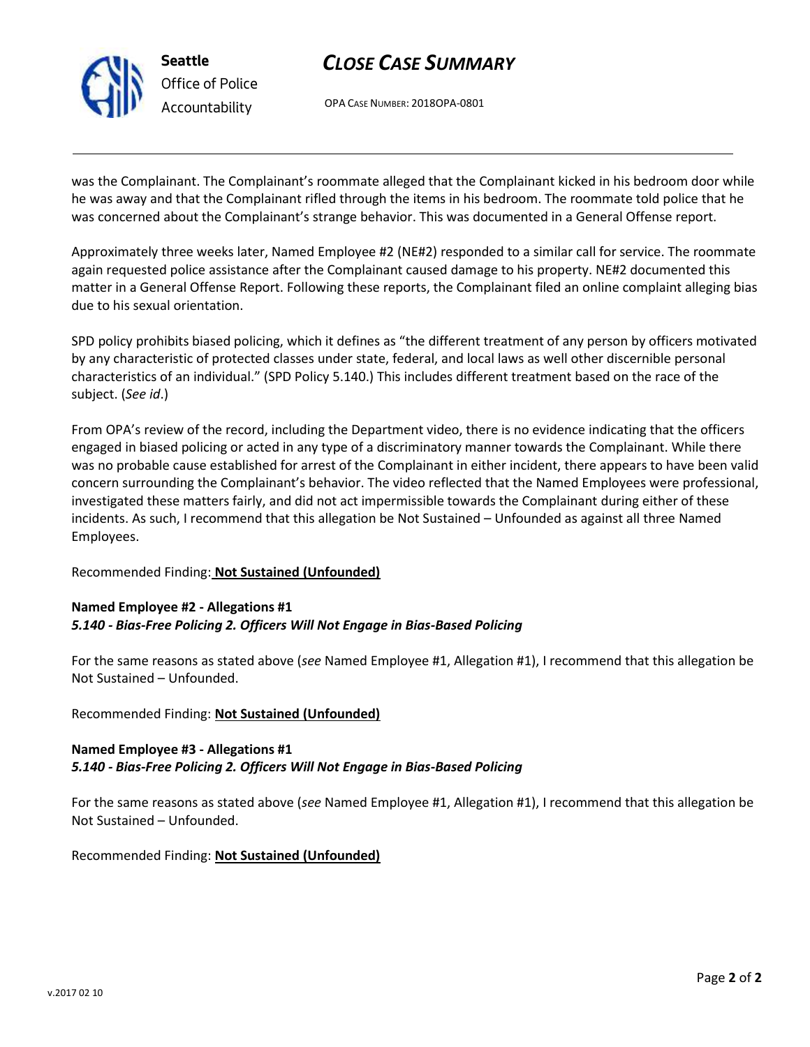was the Complainant. The Complainant's roommate alleged that the Complainant kicked in his bedroom door while he was away and that the Complainant rifled through the items in his bedroom. The roommate told police that he was concerned about the Complainant's strange behavior. This was documented in a General Offense report.

Approximately three weeks later, Named Employee #2 (NE#2) responded to a similar call for service. The roommate again requested police assistance after the Complainant caused damage to his property. NE#2 documented this matter in a General Offense Report. Following these reports, the Complainant filed an online complaint alleging bias due to his sexual orientation.

SPD policy prohibits biased policing, which it defines as "the different treatment of any person by officers motivated by any characteristic of protected classes under state, federal, and local laws as well other discernible personal characteristics of an individual." (SPD Policy 5.140.) This includes different treatment based on the race of the subject. (*See id*.)

From OPA's review of the record, including the Department video, there is no evidence indicating that the officers engaged in biased policing or acted in any type of a discriminatory manner towards the Complainant. While there was no probable cause established for arrest of the Complainant in either incident, there appears to have been valid concern surrounding the Complainant's behavior. The video reflected that the Named Employees were professional, investigated these matters fairly, and did not act impermissible towards the Complainant during either of these incidents. As such, I recommend that this allegation be Not Sustained – Unfounded as against all three Named Employees.

Recommended Finding: **Not Sustained (Unfounded)**

**Named Employee #2 - Allegations #1**
***5.140 - Bias-Free Policing 2. Officers Will Not Engage in Bias-Based Policing***

For the same reasons as stated above (*see* Named Employee #1, Allegation #1), I recommend that this allegation be Not Sustained – Unfounded.

Recommended Finding: **Not Sustained (Unfounded)**

**Named Employee #3 - Allegations #1**
***5.140 - Bias-Free Policing 2. Officers Will Not Engage in Bias-Based Policing***

For the same reasons as stated above (*see* Named Employee #1, Allegation #1), I recommend that this allegation be Not Sustained – Unfounded.

Recommended Finding: **Not Sustained (Unfounded)**